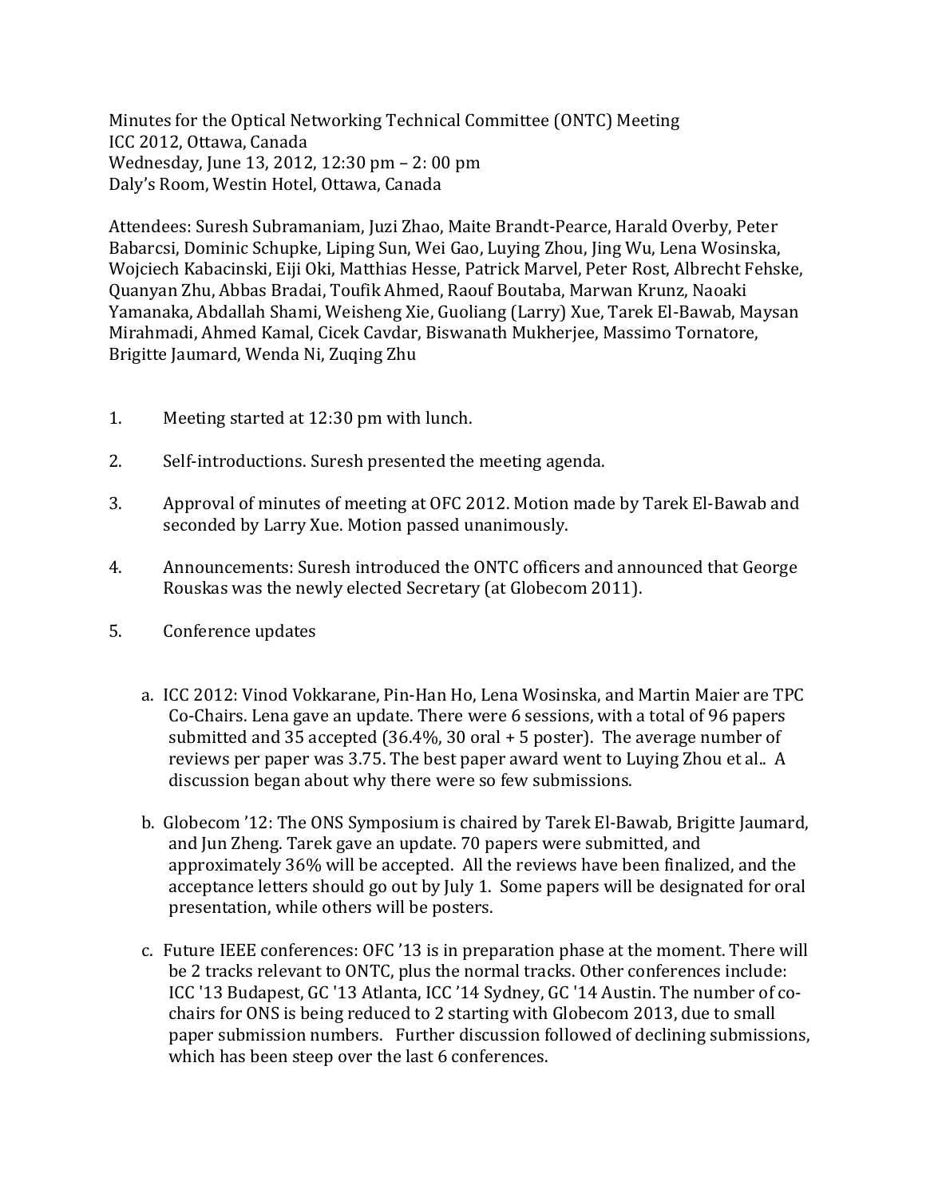Minutes for the Optical Networking Technical Committee (ONTC) Meeting
ICC 2012, Ottawa, Canada
Wednesday, June 13, 2012, 12:30 pm – 2: 00 pm
Daly's Room, Westin Hotel, Ottawa, Canada

Attendees: Suresh Subramaniam, Juzi Zhao, Maite Brandt-Pearce, Harald Overby, Peter Babarcsi, Dominic Schupke, Liping Sun, Wei Gao, Luying Zhou, Jing Wu, Lena Wosinska, Wojciech Kabacinski, Eiji Oki, Matthias Hesse, Patrick Marvel, Peter Rost, Albrecht Fehske, Quanyan Zhu, Abbas Bradai, Toufik Ahmed, Raouf Boutaba, Marwan Krunz, Naoaki Yamanaka, Abdallah Shami, Weisheng Xie, Guoliang (Larry) Xue, Tarek El-Bawab, Maysan Mirahmadi, Ahmed Kamal, Cicek Cavdar, Biswanath Mukherjee, Massimo Tornatore, Brigitte Jaumard, Wenda Ni, Zuqing Zhu

1. Meeting started at 12:30 pm with lunch.

2. Self-introductions. Suresh presented the meeting agenda.

3. Approval of minutes of meeting at OFC 2012. Motion made by Tarek El-Bawab and seconded by Larry Xue. Motion passed unanimously.

4. Announcements: Suresh introduced the ONTC officers and announced that George Rouskas was the newly elected Secretary (at Globecom 2011).

5. Conference updates

   a. ICC 2012: Vinod Vokkarane, Pin-Han Ho, Lena Wosinska, and Martin Maier are TPC Co-Chairs. Lena gave an update. There were 6 sessions, with a total of 96 papers submitted and 35 accepted (36.4%, 30 oral + 5 poster). The average number of reviews per paper was 3.75. The best paper award went to Luying Zhou et al.. A discussion began about why there were so few submissions.

   b. Globecom '12: The ONS Symposium is chaired by Tarek El-Bawab, Brigitte Jaumard, and Jun Zheng. Tarek gave an update. 70 papers were submitted, and approximately 36% will be accepted. All the reviews have been finalized, and the acceptance letters should go out by July 1. Some papers will be designated for oral presentation, while others will be posters.

   c. Future IEEE conferences: OFC '13 is in preparation phase at the moment. There will be 2 tracks relevant to ONTC, plus the normal tracks. Other conferences include: ICC '13 Budapest, GC '13 Atlanta, ICC '14 Sydney, GC '14 Austin. The number of co-chairs for ONS is being reduced to 2 starting with Globecom 2013, due to small paper submission numbers. Further discussion followed of declining submissions, which has been steep over the last 6 conferences.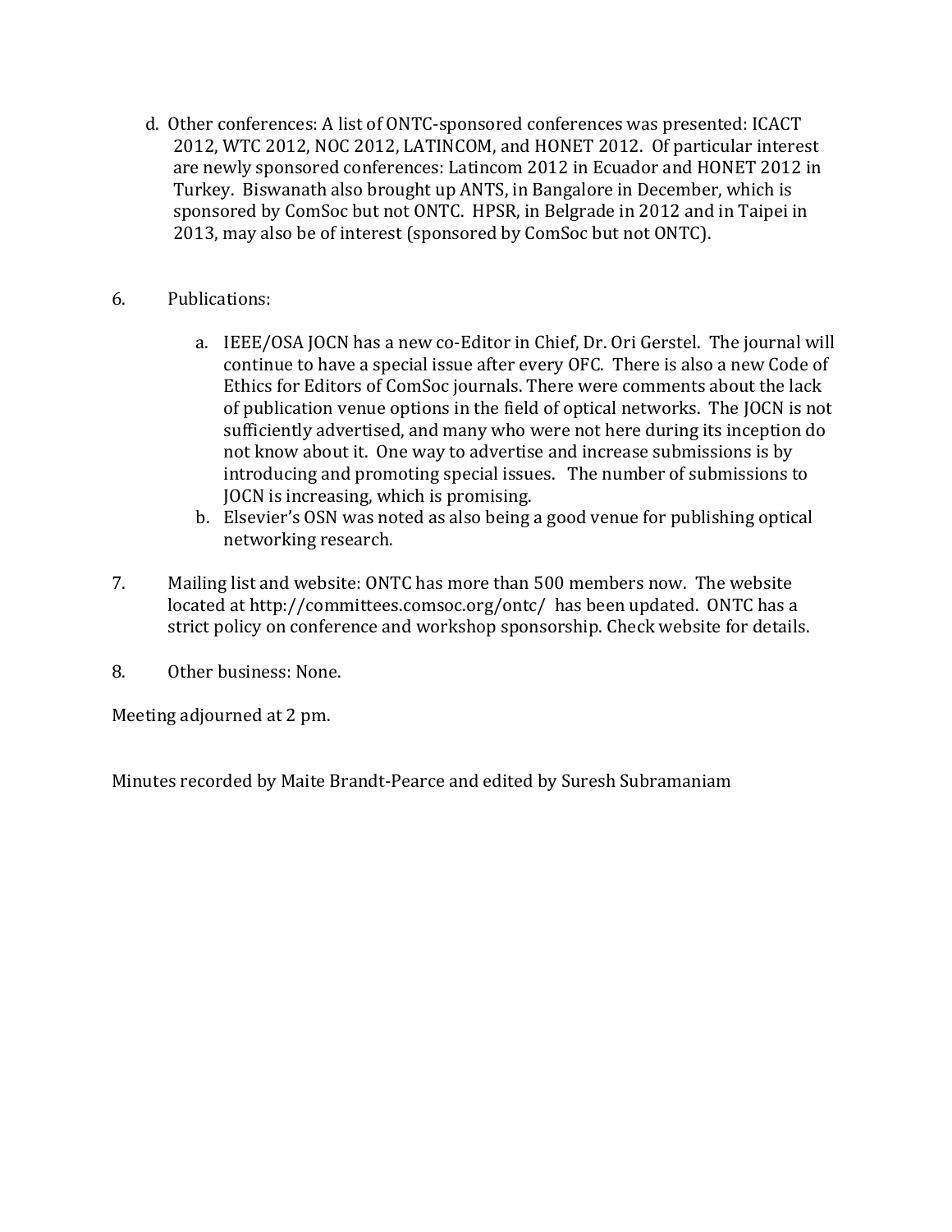d. Other conferences: A list of ONTC-sponsored conferences was presented: ICACT 2012, WTC 2012, NOC 2012, LATINCOM, and HONET 2012. Of particular interest are newly sponsored conferences: Latincom 2012 in Ecuador and HONET 2012 in Turkey. Biswanath also brought up ANTS, in Bangalore in December, which is sponsored by ComSoc but not ONTC. HPSR, in Belgrade in 2012 and in Taipei in 2013, may also be of interest (sponsored by ComSoc but not ONTC).

6. Publications:

   a. IEEE/OSA JOCN has a new co-Editor in Chief, Dr. Ori Gerstel. The journal will continue to have a special issue after every OFC. There is also a new Code of Ethics for Editors of ComSoc journals. There were comments about the lack of publication venue options in the field of optical networks. The JOCN is not sufficiently advertised, and many who were not here during its inception do not know about it. One way to advertise and increase submissions is by introducing and promoting special issues. The number of submissions to JOCN is increasing, which is promising.
   b. Elsevier's OSN was noted as also being a good venue for publishing optical networking research.

7. Mailing list and website: ONTC has more than 500 members now. The website located at http://committees.comsoc.org/ontc/ has been updated. ONTC has a strict policy on conference and workshop sponsorship. Check website for details.

8. Other business: None.

Meeting adjourned at 2 pm.

Minutes recorded by Maite Brandt-Pearce and edited by Suresh Subramaniam